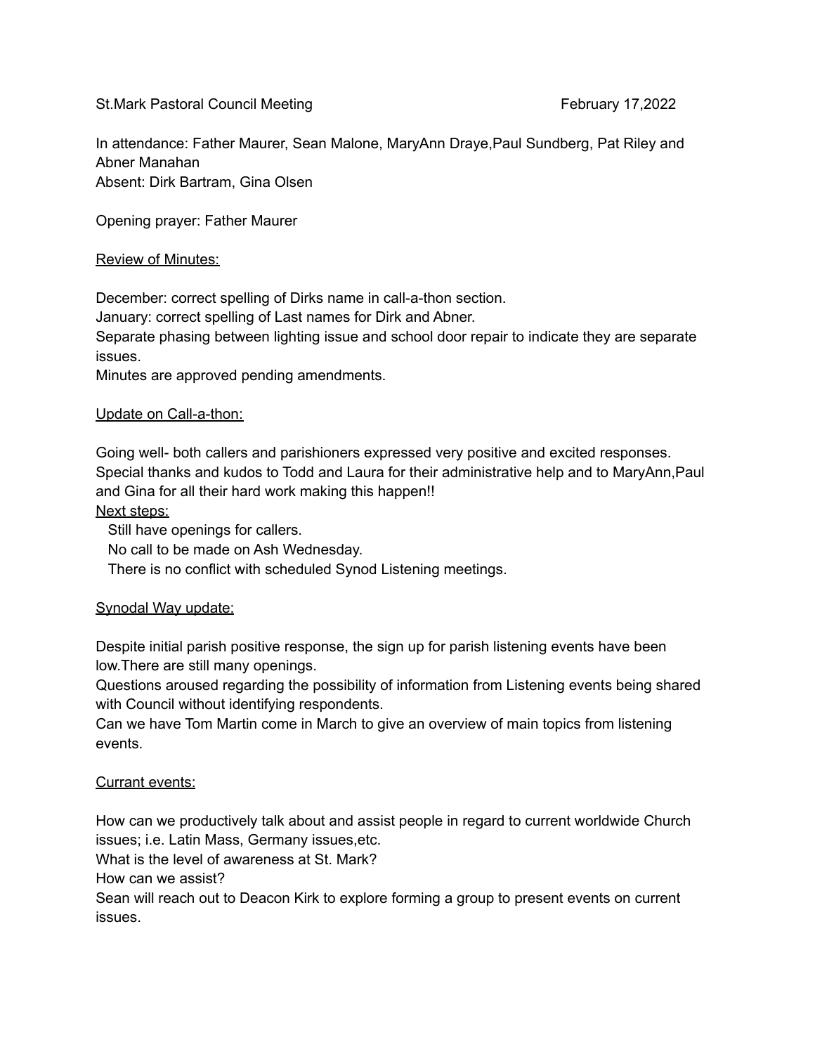St.Mark Pastoral Council Meeting                                        February 17,2022

In attendance: Father Maurer, Sean Malone, MaryAnn Draye,Paul Sundberg, Pat Riley and Abner Manahan
Absent: Dirk Bartram, Gina Olsen

Opening prayer: Father Maurer

<u>Review of Minutes:</u>

December: correct spelling of Dirks name in call-a-thon section.
January: correct spelling of Last names for Dirk and Abner.
Separate phasing between lighting issue and school door repair to indicate they are separate issues.
Minutes are approved pending amendments.

<u>Update on Call-a-thon:</u>

Going well- both callers and parishioners expressed very positive and excited responses. Special thanks and kudos to Todd and Laura for their administrative help and to MaryAnn,Paul and Gina for all their hard work making this happen!!
<u>Next steps:</u>
  Still have openings for callers.
  No call to be made on Ash Wednesday.
  There is no conflict with scheduled Synod Listening meetings.

<u>Synodal Way update:</u>

Despite initial parish positive response, the sign up for parish listening events have been low.There are still many openings.
Questions aroused regarding the possibility of information from Listening events being shared with Council without identifying respondents.
Can we have Tom Martin come in March to give an overview of main topics from listening events.

<u>Currant events:</u>

How can we productively talk about and assist people in regard to current worldwide Church issues; i.e. Latin Mass, Germany issues,etc.
What is the level of awareness at St. Mark?
How can we assist?
Sean will reach out to Deacon Kirk to explore forming a group to present events on current issues.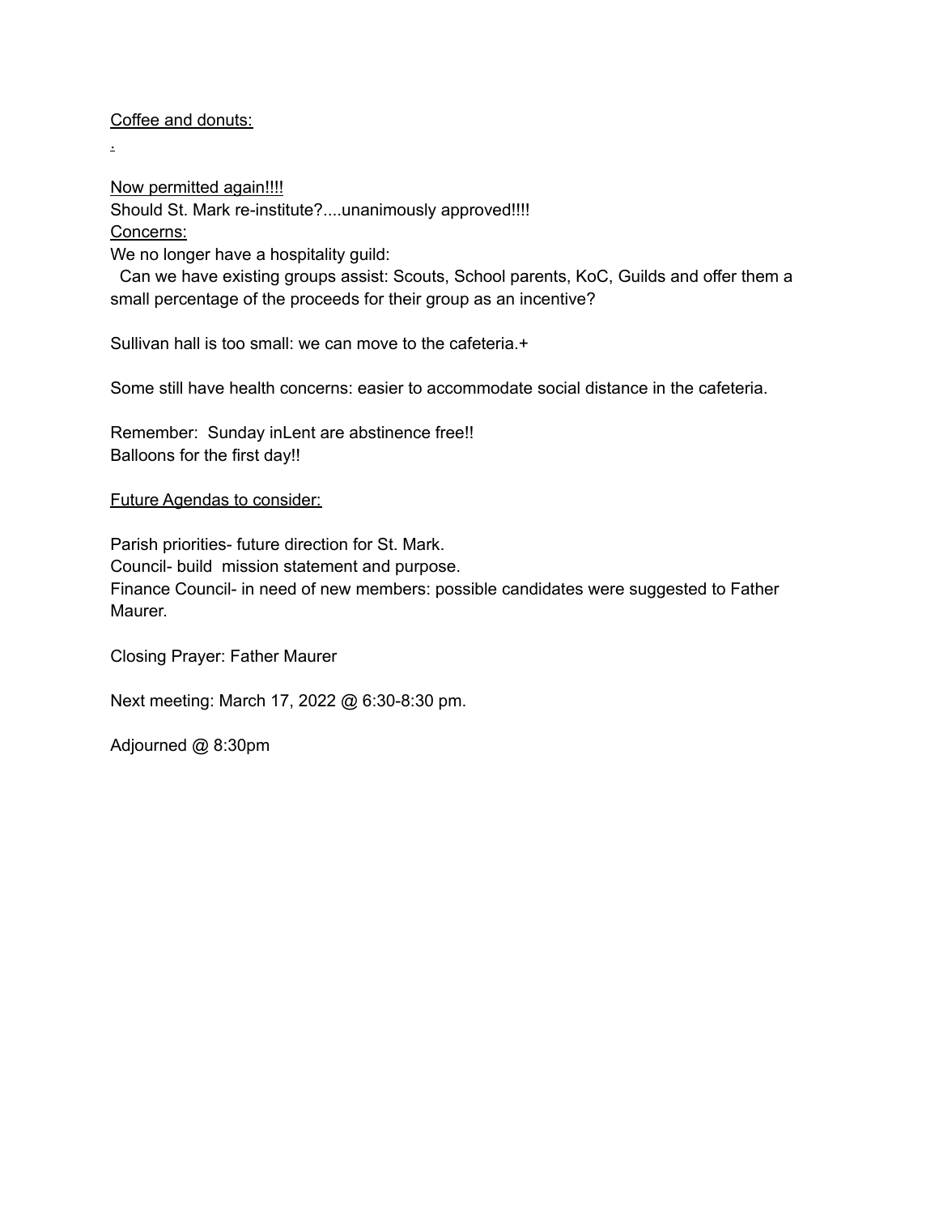Coffee and donuts:

.

Now permitted again!!!!

Should St. Mark re-institute?....unanimously approved!!!!

Concerns:

We no longer have a hospitality guild:

Can we have existing groups assist: Scouts, School parents, KoC, Guilds and offer them a small percentage of the proceeds for their group as an incentive?

Sullivan hall is too small: we can move to the cafeteria.+

Some still have health concerns: easier to accommodate social distance in the cafeteria.

Remember: Sunday inLent are abstinence free!!

Balloons for the first day!!

Future Agendas to consider:

Parish priorities- future direction for St. Mark.

Council- build mission statement and purpose.

Finance Council- in need of new members: possible candidates were suggested to Father Maurer.

Closing Prayer: Father Maurer

Next meeting: March 17, 2022 @ 6:30-8:30 pm.

Adjourned @ 8:30pm